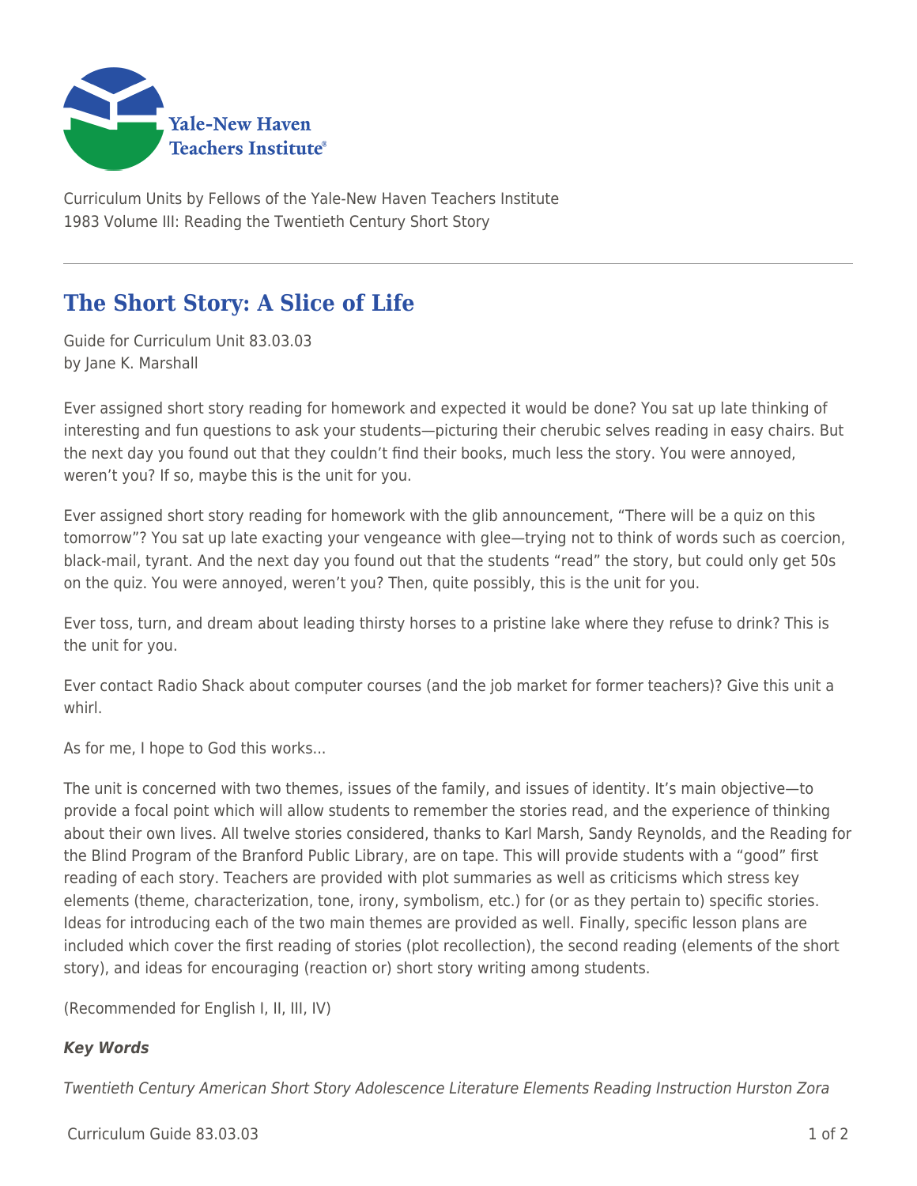Yale-New Haven Teachers Institute

Curriculum Units by Fellows of the Yale-New Haven Teachers Institute
1983 Volume III: Reading the Twentieth Century Short Story

# The Short Story: A Slice of Life

Guide for Curriculum Unit 83.03.03
by Jane K. Marshall

Ever assigned short story reading for homework and expected it would be done? You sat up late thinking of interesting and fun questions to ask your students—picturing their cherubic selves reading in easy chairs. But the next day you found out that they couldn't find their books, much less the story. You were annoyed, weren't you? If so, maybe this is the unit for you.

Ever assigned short story reading for homework with the glib announcement, "There will be a quiz on this tomorrow"? You sat up late exacting your vengeance with glee—trying not to think of words such as coercion, black-mail, tyrant. And the next day you found out that the students "read" the story, but could only get 50s on the quiz. You were annoyed, weren't you? Then, quite possibly, this is the unit for you.

Ever toss, turn, and dream about leading thirsty horses to a pristine lake where they refuse to drink? This is the unit for you.

Ever contact Radio Shack about computer courses (and the job market for former teachers)? Give this unit a whirl.

As for me, I hope to God this works...

The unit is concerned with two themes, issues of the family, and issues of identity. It's main objective—to provide a focal point which will allow students to remember the stories read, and the experience of thinking about their own lives. All twelve stories considered, thanks to Karl Marsh, Sandy Reynolds, and the Reading for the Blind Program of the Branford Public Library, are on tape. This will provide students with a "good" first reading of each story. Teachers are provided with plot summaries as well as criticisms which stress key elements (theme, characterization, tone, irony, symbolism, etc.) for (or as they pertain to) specific stories. Ideas for introducing each of the two main themes are provided as well. Finally, specific lesson plans are included which cover the first reading of stories (plot recollection), the second reading (elements of the short story), and ideas for encouraging (reaction or) short story writing among students.

(Recommended for English I, II, III, IV)

***Key Words***

*Twentieth Century American Short Story Adolescence Literature Elements Reading Instruction Hurston Zora*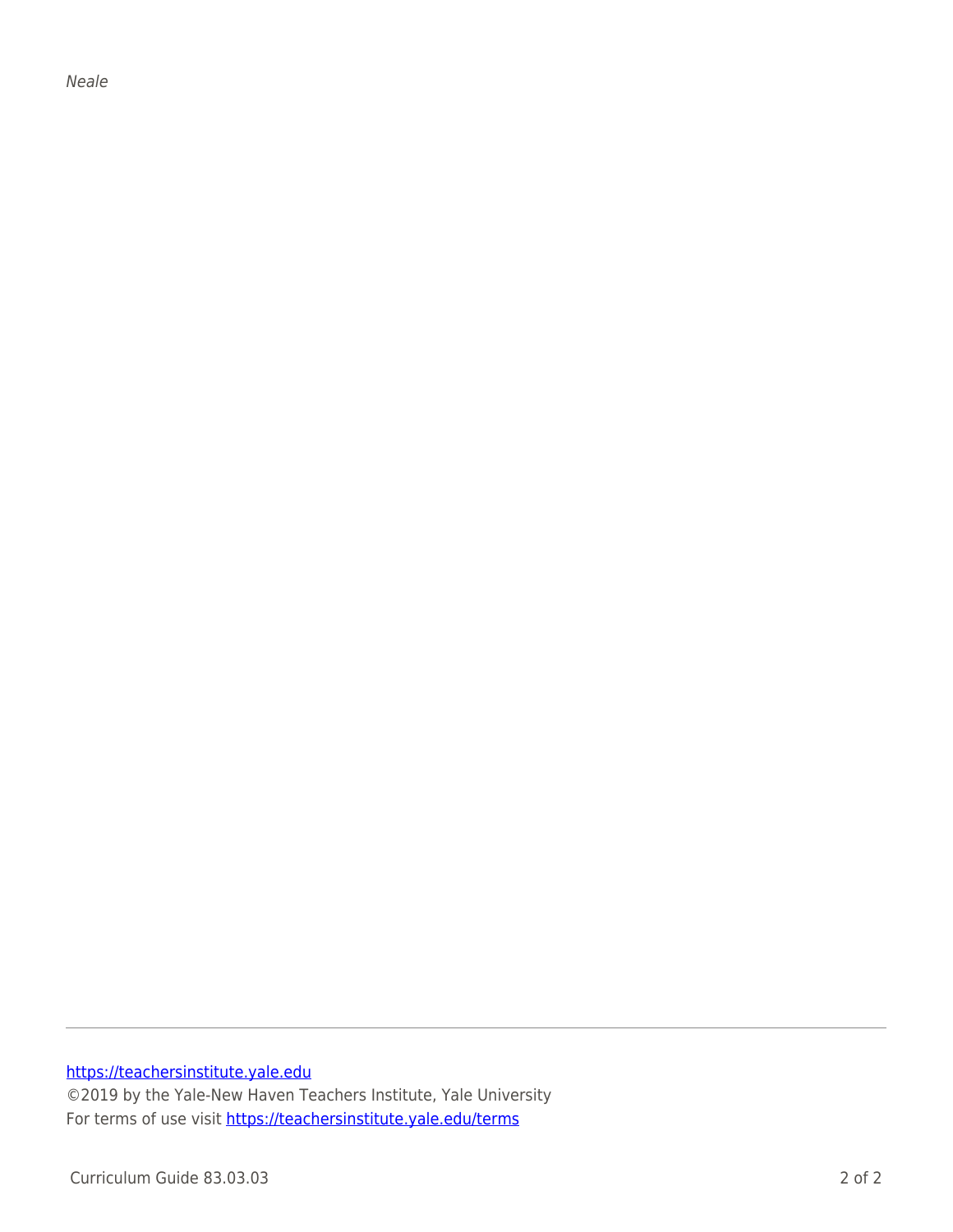*Neale*